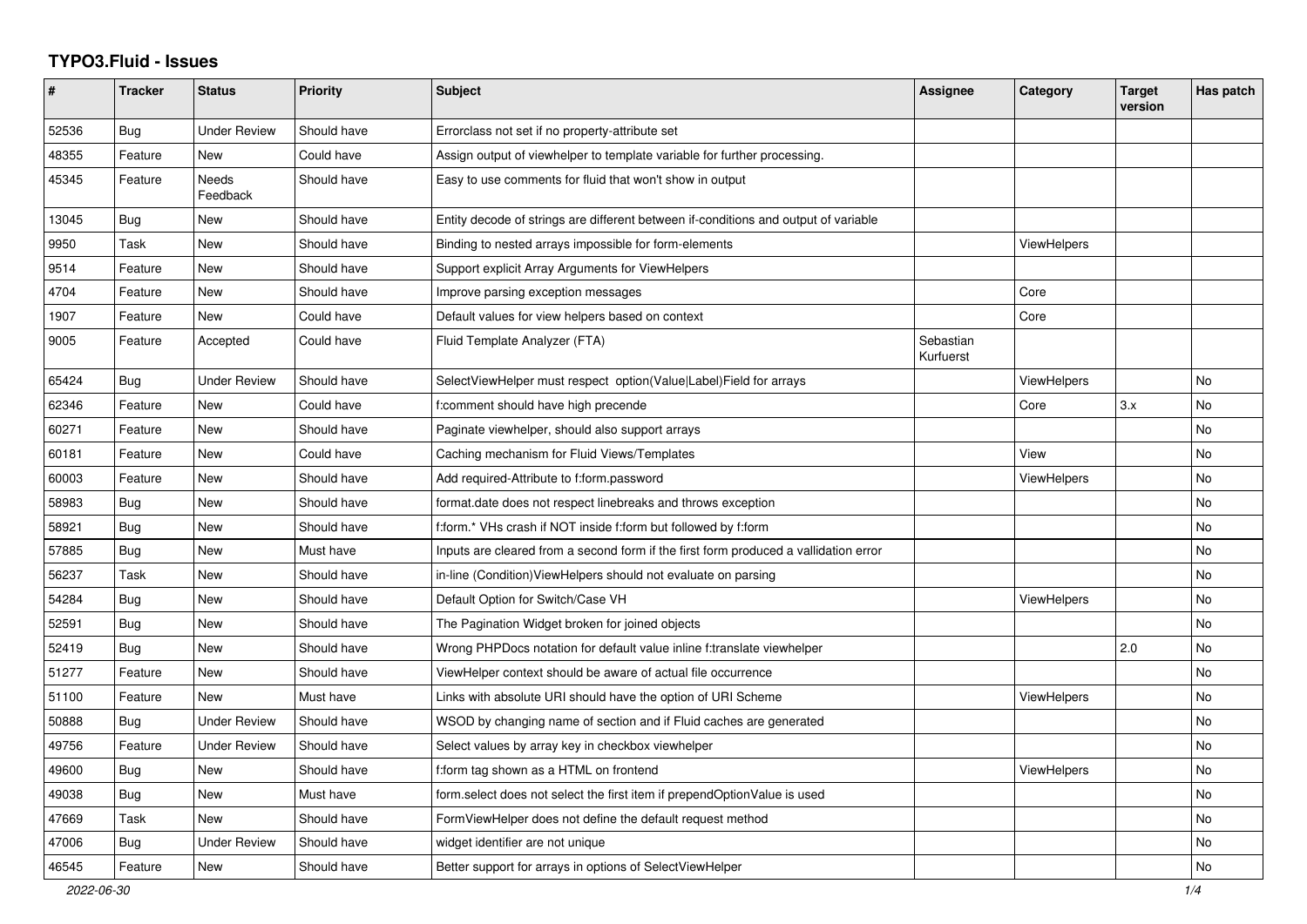# TYPO3.Fluid - Issues

| # | Tracker | Status | Priority | Subject | Assignee | Category | Target version | Has patch |
|---|---|---|---|---|---|---|---|---|
| 52536 | Bug | Under Review | Should have | Errorclass not set if no property-attribute set | | | | |
| 48355 | Feature | New | Could have | Assign output of viewhelper to template variable for further processing. | | | | |
| 45345 | Feature | Needs Feedback | Should have | Easy to use comments for fluid that won't show in output | | | | |
| 13045 | Bug | New | Should have | Entity decode of strings are different between if-conditions and output of variable | | | | |
| 9950 | Task | New | Should have | Binding to nested arrays impossible for form-elements | | ViewHelpers | | |
| 9514 | Feature | New | Should have | Support explicit Array Arguments for ViewHelpers | | | | |
| 4704 | Feature | New | Should have | Improve parsing exception messages | | Core | | |
| 1907 | Feature | New | Could have | Default values for view helpers based on context | | Core | | |
| 9005 | Feature | Accepted | Could have | Fluid Template Analyzer (FTA) | Sebastian Kurfuerst | | | |
| 65424 | Bug | Under Review | Should have | SelectViewHelper must respect option(Value\|Label)Field for arrays | | ViewHelpers | | No |
| 62346 | Feature | New | Could have | f:comment should have high precende | | Core | 3.x | No |
| 60271 | Feature | New | Should have | Paginate viewhelper, should also support arrays | | | | No |
| 60181 | Feature | New | Could have | Caching mechanism for Fluid Views/Templates | | View | | No |
| 60003 | Feature | New | Should have | Add required-Attribute to f:form.password | | ViewHelpers | | No |
| 58983 | Bug | New | Should have | format.date does not respect linebreaks and throws exception | | | | No |
| 58921 | Bug | New | Should have | f:form.* VHs crash if NOT inside f:form but followed by f:form | | | | No |
| 57885 | Bug | New | Must have | Inputs are cleared from a second form if the first form produced a vallidation error | | | | No |
| 56237 | Task | New | Should have | in-line (Condition)ViewHelpers should not evaluate on parsing | | | | No |
| 54284 | Bug | New | Should have | Default Option for Switch/Case VH | | ViewHelpers | | No |
| 52591 | Bug | New | Should have | The Pagination Widget broken for joined objects | | | | No |
| 52419 | Bug | New | Should have | Wrong PHPDocs notation for default value inline f:translate viewhelper | | | 2.0 | No |
| 51277 | Feature | New | Should have | ViewHelper context should be aware of actual file occurrence | | | | No |
| 51100 | Feature | New | Must have | Links with absolute URI should have the option of URI Scheme | | ViewHelpers | | No |
| 50888 | Bug | Under Review | Should have | WSOD by changing name of section and if Fluid caches are generated | | | | No |
| 49756 | Feature | Under Review | Should have | Select values by array key in checkbox viewhelper | | | | No |
| 49600 | Bug | New | Should have | f:form tag shown as a HTML on frontend | | ViewHelpers | | No |
| 49038 | Bug | New | Must have | form.select does not select the first item if prependOptionValue is used | | | | No |
| 47669 | Task | New | Should have | FormViewHelper does not define the default request method | | | | No |
| 47006 | Bug | Under Review | Should have | widget identifier are not unique | | | | No |
| 46545 | Feature | New | Should have | Better support for arrays in options of SelectViewHelper | | | | No |

2022-06-30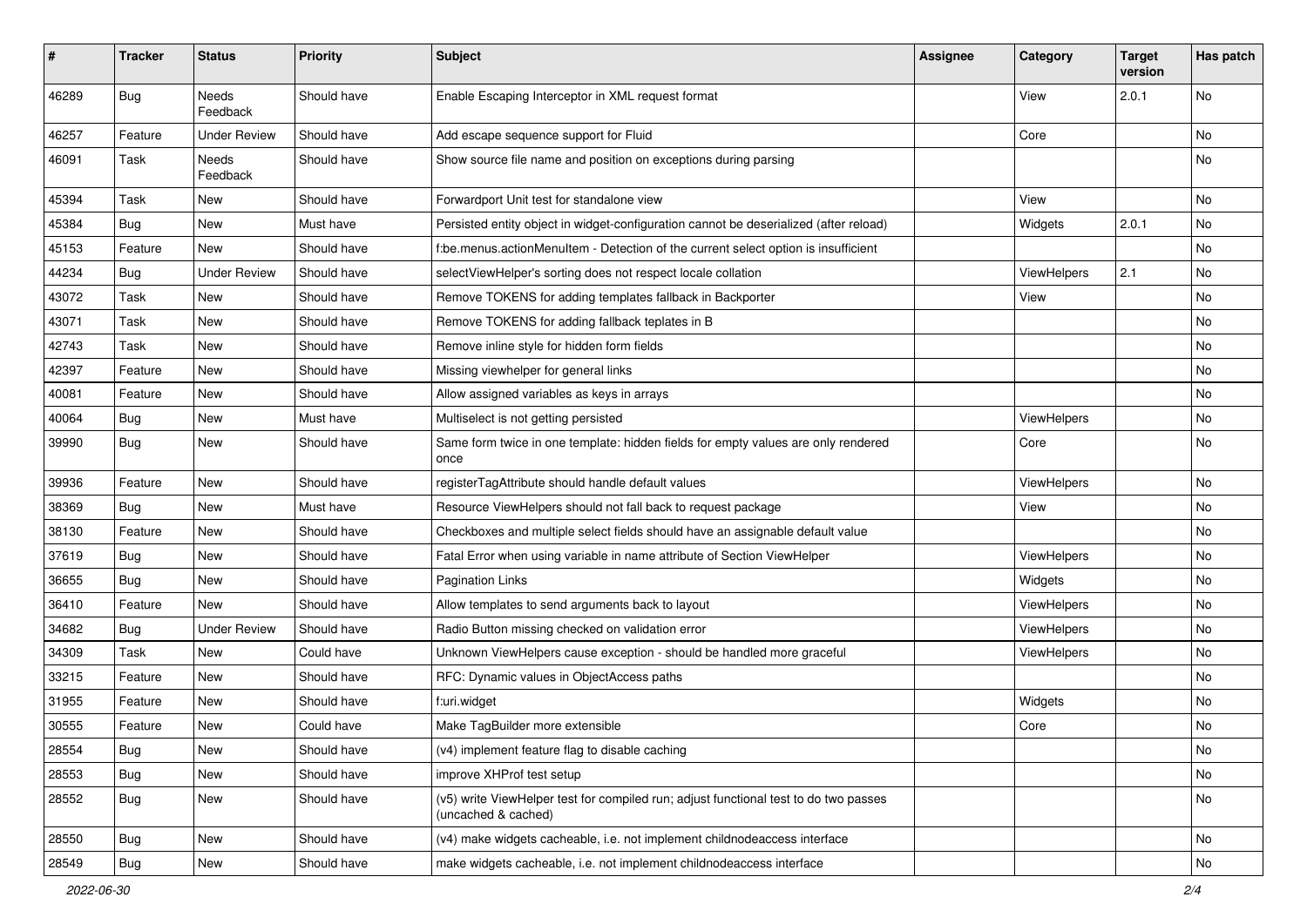| # | Tracker | Status | Priority | Subject | Assignee | Category | Target version | Has patch |
|---|---|---|---|---|---|---|---|---|
| 46289 | Bug | Needs Feedback | Should have | Enable Escaping Interceptor in XML request format | | View | 2.0.1 | No |
| 46257 | Feature | Under Review | Should have | Add escape sequence support for Fluid | | Core | | No |
| 46091 | Task | Needs Feedback | Should have | Show source file name and position on exceptions during parsing | | | | No |
| 45394 | Task | New | Should have | Forwardport Unit test for standalone view | | View | | No |
| 45384 | Bug | New | Must have | Persisted entity object in widget-configuration cannot be deserialized (after reload) | | Widgets | 2.0.1 | No |
| 45153 | Feature | New | Should have | f:be.menus.actionMenuItem - Detection of the current select option is insufficient | | | | No |
| 44234 | Bug | Under Review | Should have | selectViewHelper's sorting does not respect locale collation | | ViewHelpers | 2.1 | No |
| 43072 | Task | New | Should have | Remove TOKENS for adding templates fallback in Backporter | | View | | No |
| 43071 | Task | New | Should have | Remove TOKENS for adding fallback teplates in B | | | | No |
| 42743 | Task | New | Should have | Remove inline style for hidden form fields | | | | No |
| 42397 | Feature | New | Should have | Missing viewhelper for general links | | | | No |
| 40081 | Feature | New | Should have | Allow assigned variables as keys in arrays | | | | No |
| 40064 | Bug | New | Must have | Multiselect is not getting persisted | | ViewHelpers | | No |
| 39990 | Bug | New | Should have | Same form twice in one template: hidden fields for empty values are only rendered once | | Core | | No |
| 39936 | Feature | New | Should have | registerTagAttribute should handle default values | | ViewHelpers | | No |
| 38369 | Bug | New | Must have | Resource ViewHelpers should not fall back to request package | | View | | No |
| 38130 | Feature | New | Should have | Checkboxes and multiple select fields should have an assignable default value | | | | No |
| 37619 | Bug | New | Should have | Fatal Error when using variable in name attribute of Section ViewHelper | | ViewHelpers | | No |
| 36655 | Bug | New | Should have | Pagination Links | | Widgets | | No |
| 36410 | Feature | New | Should have | Allow templates to send arguments back to layout | | ViewHelpers | | No |
| 34682 | Bug | Under Review | Should have | Radio Button missing checked on validation error | | ViewHelpers | | No |
| 34309 | Task | New | Could have | Unknown ViewHelpers cause exception - should be handled more graceful | | ViewHelpers | | No |
| 33215 | Feature | New | Should have | RFC: Dynamic values in ObjectAccess paths | | | | No |
| 31955 | Feature | New | Should have | f:uri.widget | | Widgets | | No |
| 30555 | Feature | New | Could have | Make TagBuilder more extensible | | Core | | No |
| 28554 | Bug | New | Should have | (v4) implement feature flag to disable caching | | | | No |
| 28553 | Bug | New | Should have | improve XHProf test setup | | | | No |
| 28552 | Bug | New | Should have | (v5) write ViewHelper test for compiled run; adjust functional test to do two passes (uncached & cached) | | | | No |
| 28550 | Bug | New | Should have | (v4) make widgets cacheable, i.e. not implement childnodeaccess interface | | | | No |
| 28549 | Bug | New | Should have | make widgets cacheable, i.e. not implement childnodeaccess interface | | | | No |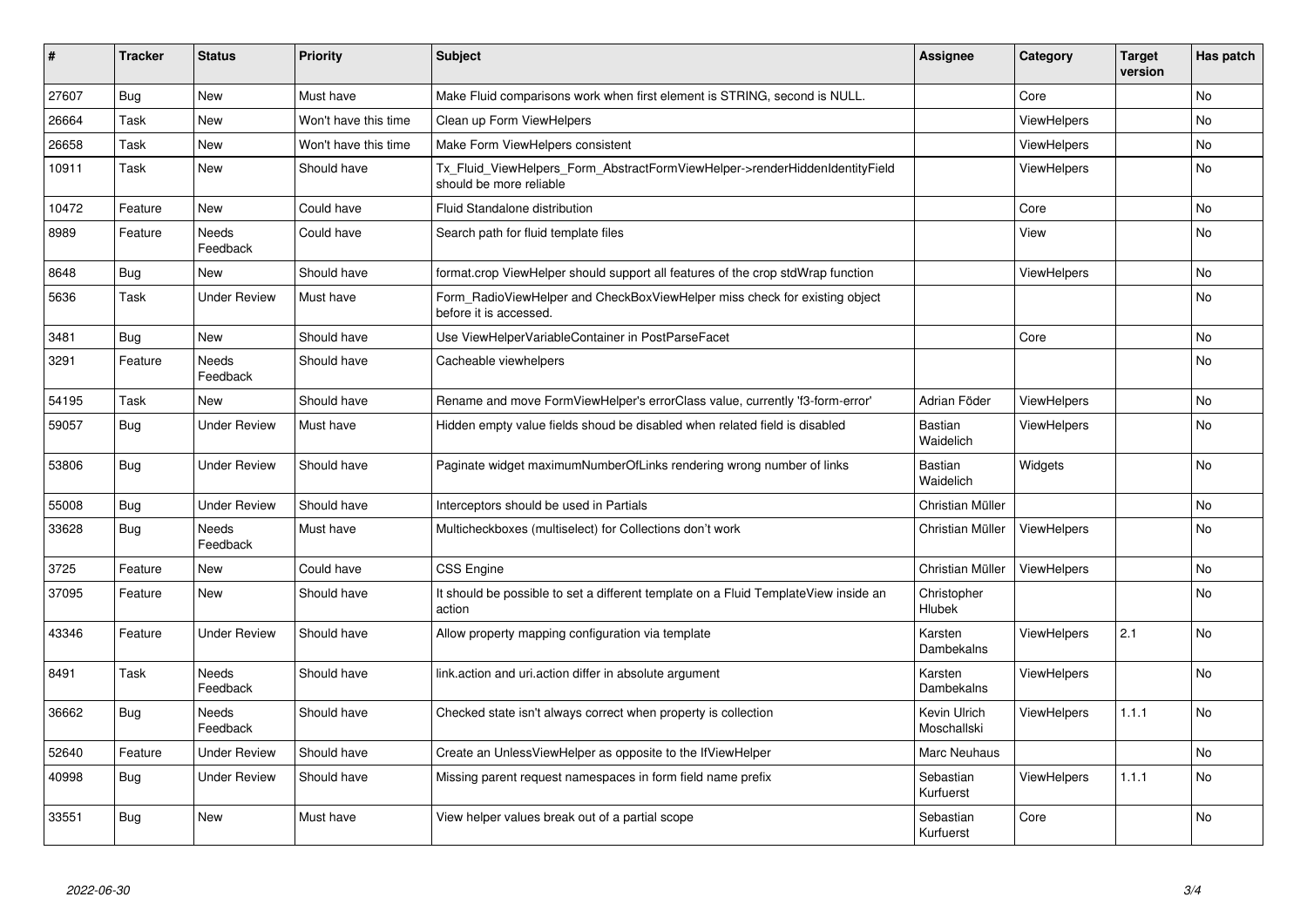| # | Tracker | Status | Priority | Subject | Assignee | Category | Target version | Has patch |
|---|---|---|---|---|---|---|---|---|
| 27607 | Bug | New | Must have | Make Fluid comparisons work when first element is STRING, second is NULL. | | Core | | No |
| 26664 | Task | New | Won't have this time | Clean up Form ViewHelpers | | ViewHelpers | | No |
| 26658 | Task | New | Won't have this time | Make Form ViewHelpers consistent | | ViewHelpers | | No |
| 10911 | Task | New | Should have | Tx_Fluid_ViewHelpers_Form_AbstractFormViewHelper->renderHiddenIdentityField should be more reliable | | ViewHelpers | | No |
| 10472 | Feature | New | Could have | Fluid Standalone distribution | | Core | | No |
| 8989 | Feature | Needs Feedback | Could have | Search path for fluid template files | | View | | No |
| 8648 | Bug | New | Should have | format.crop ViewHelper should support all features of the crop stdWrap function | | ViewHelpers | | No |
| 5636 | Task | Under Review | Must have | Form_RadioViewHelper and CheckBoxViewHelper miss check for existing object before it is accessed. | | | | No |
| 3481 | Bug | New | Should have | Use ViewHelperVariableContainer in PostParseFacet | | Core | | No |
| 3291 | Feature | Needs Feedback | Should have | Cacheable viewhelpers | | | | No |
| 54195 | Task | New | Should have | Rename and move FormViewHelper's errorClass value, currently 'f3-form-error' | Adrian Föder | ViewHelpers | | No |
| 59057 | Bug | Under Review | Must have | Hidden empty value fields shoud be disabled when related field is disabled | Bastian Waidelich | ViewHelpers | | No |
| 53806 | Bug | Under Review | Should have | Paginate widget maximumNumberOfLinks rendering wrong number of links | Bastian Waidelich | Widgets | | No |
| 55008 | Bug | Under Review | Should have | Interceptors should be used in Partials | Christian Müller | | | No |
| 33628 | Bug | Needs Feedback | Must have | Multicheckboxes (multiselect) for Collections don't work | Christian Müller | ViewHelpers | | No |
| 3725 | Feature | New | Could have | CSS Engine | Christian Müller | ViewHelpers | | No |
| 37095 | Feature | New | Should have | It should be possible to set a different template on a Fluid TemplateView inside an action | Christopher Hlubek | | | No |
| 43346 | Feature | Under Review | Should have | Allow property mapping configuration via template | Karsten Dambekalns | ViewHelpers | 2.1 | No |
| 8491 | Task | Needs Feedback | Should have | link.action and uri.action differ in absolute argument | Karsten Dambekalns | ViewHelpers | | No |
| 36662 | Bug | Needs Feedback | Should have | Checked state isn't always correct when property is collection | Kevin Ulrich Moschallski | ViewHelpers | 1.1.1 | No |
| 52640 | Feature | Under Review | Should have | Create an UnlessViewHelper as opposite to the IfViewHelper | Marc Neuhaus | | | No |
| 40998 | Bug | Under Review | Should have | Missing parent request namespaces in form field name prefix | Sebastian Kurfuerst | ViewHelpers | 1.1.1 | No |
| 33551 | Bug | New | Must have | View helper values break out of a partial scope | Sebastian Kurfuerst | Core | | No |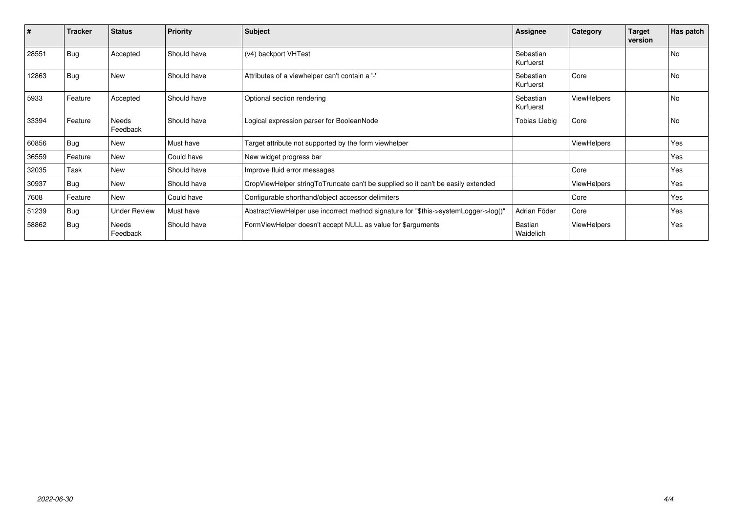| # | Tracker | Status | Priority | Subject | Assignee | Category | Target version | Has patch |
|---|---|---|---|---|---|---|---|---|
| 28551 | Bug | Accepted | Should have | (v4) backport VHTest | Sebastian Kurfuerst | | | No |
| 12863 | Bug | New | Should have | Attributes of a viewhelper can't contain a '-' | Sebastian Kurfuerst | Core | | No |
| 5933 | Feature | Accepted | Should have | Optional section rendering | Sebastian Kurfuerst | ViewHelpers | | No |
| 33394 | Feature | Needs Feedback | Should have | Logical expression parser for BooleanNode | Tobias Liebig | Core | | No |
| 60856 | Bug | New | Must have | Target attribute not supported by the form viewhelper | | ViewHelpers | | Yes |
| 36559 | Feature | New | Could have | New widget progress bar | | | | Yes |
| 32035 | Task | New | Should have | Improve fluid error messages | | Core | | Yes |
| 30937 | Bug | New | Should have | CropViewHelper stringToTruncate can't be supplied so it can't be easily extended | | ViewHelpers | | Yes |
| 7608 | Feature | New | Could have | Configurable shorthand/object accessor delimiters | | Core | | Yes |
| 51239 | Bug | Under Review | Must have | AbstractViewHelper use incorrect method signature for "$this->systemLogger->log()" | Adrian Föder | Core | | Yes |
| 58862 | Bug | Needs Feedback | Should have | FormViewHelper doesn't accept NULL as value for $arguments | Bastian Waidelich | ViewHelpers | | Yes |

*2022-06-30*